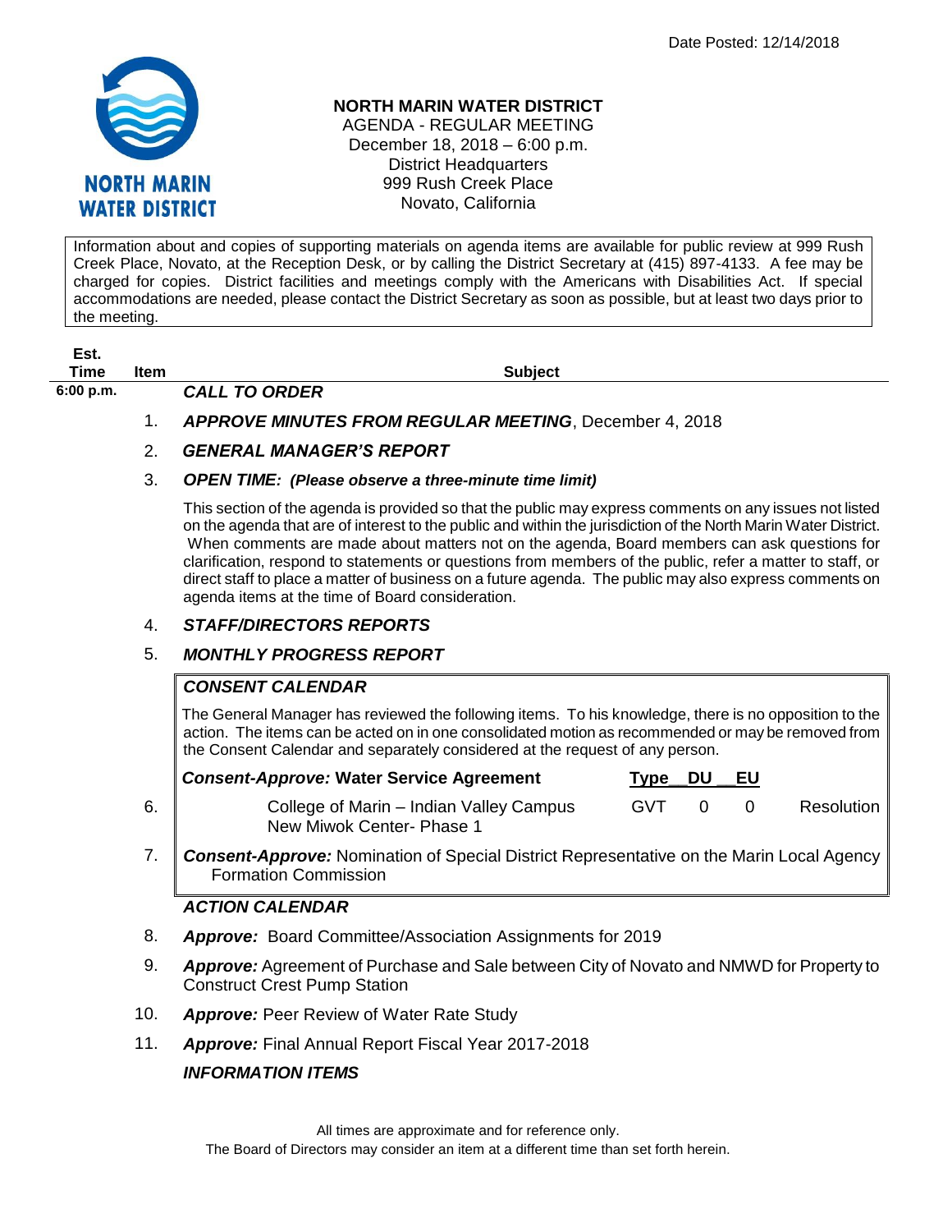Date Posted: 12/14/2018

# NORTH MARIN WATER DISTRICT

AGENDA - REGULAR MEETING
December 18, 2018 – 6:00 p.m.
District Headquarters
999 Rush Creek Place
Novato, California

Information about and copies of supporting materials on agenda items are available for public review at 999 Rush Creek Place, Novato, at the Reception Desk, or by calling the District Secretary at (415) 897-4133. A fee may be charged for copies. District facilities and meetings comply with the Americans with Disabilities Act. If special accommodations are needed, please contact the District Secretary as soon as possible, but at least two days prior to the meeting.

| Est. Time | Item | Subject |
|---|---|---|
| 6:00 p.m. | | ***CALL TO ORDER*** |
| | 1. | ***APPROVE MINUTES FROM REGULAR MEETING***, December 4, 2018 |
| | 2. | ***GENERAL MANAGER'S REPORT*** |
| | 3. | ***OPEN TIME: (Please observe a three-minute time limit)*** |

This section of the agenda is provided so that the public may express comments on any issues not listed on the agenda that are of interest to the public and within the jurisdiction of the North Marin Water District. When comments are made about matters not on the agenda, Board members can ask questions for clarification, respond to statements or questions from members of the public, refer a matter to staff, or direct staff to place a matter of business on a future agenda. The public may also express comments on agenda items at the time of Board consideration.

4. ***STAFF/DIRECTORS REPORTS***
5. ***MONTHLY PROGRESS REPORT***

***CONSENT CALENDAR***

The General Manager has reviewed the following items. To his knowledge, there is no opposition to the action. The items can be acted on in one consolidated motion as recommended or may be removed from the Consent Calendar and separately considered at the request of any person.

| Item | ***Consent-Approve:*** **Water Service Agreement** | Type | DU | EU | |
|---|---|---|---|---|---|
| 6. | College of Marin – Indian Valley Campus New Miwok Center- Phase 1 | GVT | 0 | 0 | Resolution |

7. ***Consent-Approve:*** Nomination of Special District Representative on the Marin Local Agency Formation Commission

***ACTION CALENDAR***

8. ***Approve:*** Board Committee/Association Assignments for 2019
9. ***Approve:*** Agreement of Purchase and Sale between City of Novato and NMWD for Property to Construct Crest Pump Station
10. ***Approve:*** Peer Review of Water Rate Study
11. ***Approve:*** Final Annual Report Fiscal Year 2017-2018

***INFORMATION ITEMS***

All times are approximate and for reference only.
The Board of Directors may consider an item at a different time than set forth herein.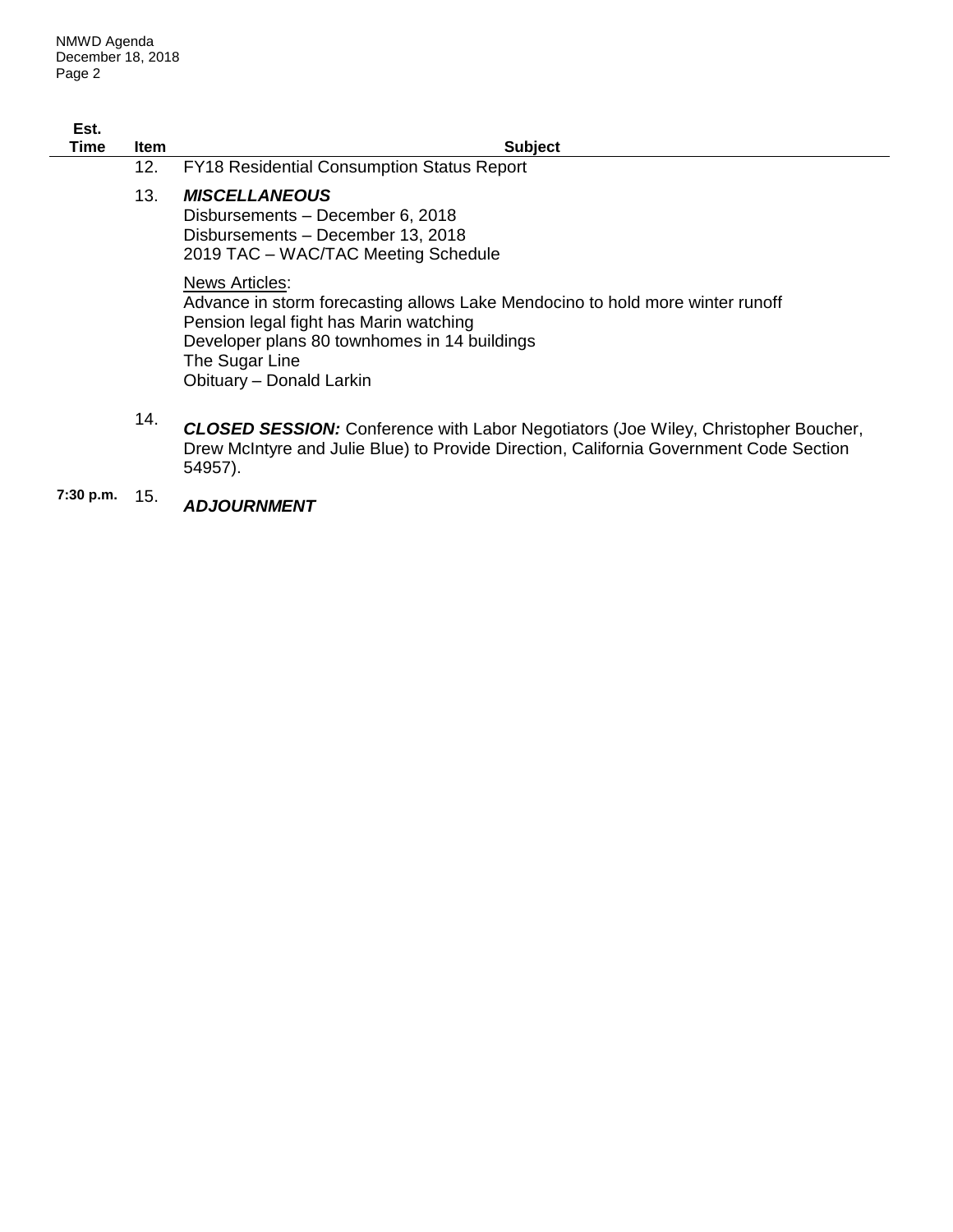| Est. Time | Item | Subject |
|---|---|---|
| | 12. | FY18 Residential Consumption Status Report |
| | 13. | ***MISCELLANEOUS***<br>Disbursements – December 6, 2018<br>Disbursements – December 13, 2018<br>2019 TAC – WAC/TAC Meeting Schedule<br><br><u>News Articles</u>:<br>Advance in storm forecasting allows Lake Mendocino to hold more winter runoff<br>Pension legal fight has Marin watching<br>Developer plans 80 townhomes in 14 buildings<br>The Sugar Line<br>Obituary – Donald Larkin |
| | 14. | ***CLOSED SESSION:*** Conference with Labor Negotiators (Joe Wiley, Christopher Boucher, Drew McIntyre and Julie Blue) to Provide Direction, California Government Code Section 54957). |
| 7:30 p.m. | 15. | ***ADJOURNMENT*** |